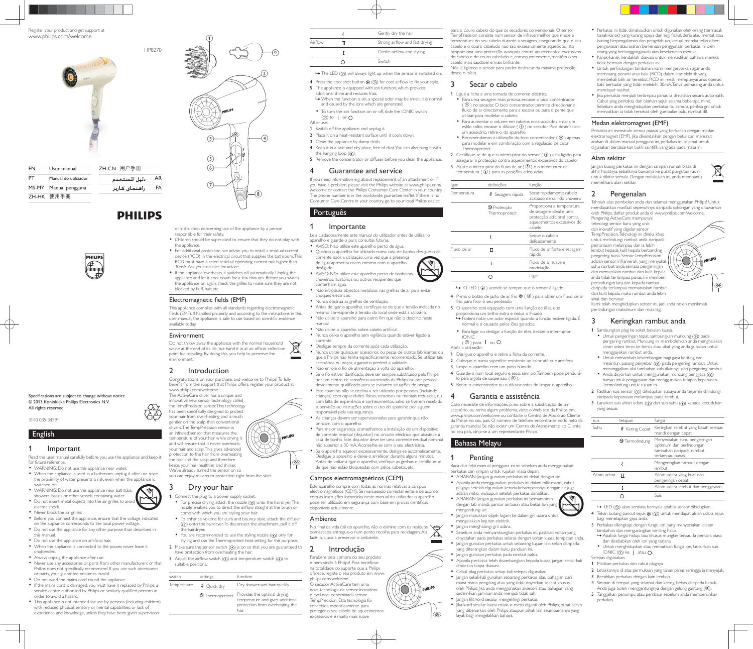Register your product and get support at
www.philips.com/welcome

HP8270

| EN | User manual | ZH-CN | 用户手册 |
|---|---|---|---|
| PT | Manual do utilizador | AR | دليل المستخدم |
| MS-MY | Manual pengguna | FA | راهنمای کاربر |
| ZH-HK | 使用手冊 | | |

PHILIPS

Specifications are subject to change without notice
© 2013 Koninklijke Philips Electronics N.V.
All rights reserved.

3140 035 34591

# English

## 1 Important

Read this user manual carefully before you use the appliance and keep it for future reference.

- WARNING: Do not use this appliance near water.
- When the appliance is used in a bathroom, unplug it after use since the proximity of water presents a risk, even when the appliance is switched off.
- WARNING: Do not use this appliance near bathtubs, showers, basins or other vessels containing water.
- Do not insert metal objects into the air grilles to avoid electric shock.
- Never block the air grilles.
- Before you connect the appliance, ensure that the voltage indicated on the appliance corresponds to the local power voltage.
- Do not use the appliance for any other purpose than described in this manual.
- Do not use the appliance on artificial hair.
- When the appliance is connected to the power, never leave it unattended.
- Always unplug the appliance after use.
- Never use any accessories or parts from other manufacturers or that Philips does not specifically recommend. If you use such accessories or parts, your guarantee becomes invalid.
- Do not wind the mains cord round the appliance.
- If the mains cord is damaged, you must have it replaced by Philips, a service centre authorised by Philips or similarly qualified persons in order to avoid a hazard.
- This appliance is not intended for use by persons (including children) with reduced physical, sensory or mental capabilities, or lack of experience and knowledge, unless they have been given supervision or instruction concerning use of the appliance by a person responsible for their safety.
- Children should be supervised to ensure that they do not play with the appliance.
- For additional protection, we advise you to install a residual current device (RCD) in the electrical circuit that supplies the bathroom. This RCD must have a rated residual operating current not higher than 30mA. Ask your installer for advice.
- If the appliance overheats, it switches off automatically. Unplug the appliance and let it cool down for a few minutes. Before you switch the appliance on again, check the grilles to make sure they are not blocked by fluff, hair, etc.

### Electromagnetic fields (EMF)

This appliance complies with all standards regarding electromagnetic fields (EMF). If handled properly and according to the instructions in this user manual, the appliance is safe to use based on scientific evidence available today.

### Environment

Do not throw away the appliance with the normal household waste at the end of its life, but hand it in at an official collection point for recycling. By doing this, you help to preserve the environment.

## 2 Introduction

Congratulations on your purchase, and welcome to Philips! To fully benefit from the support that Philips offers, register your product at www.philips.com/welcome.

The ActiveCare dryer has a unique and innovative new sensor technology called the TempPrecision sensor. This technology has been specially designed to protect your hair from over-heating and is much gentler on the scalp than conventional dryers. The TempPrecision sensor is an infrared sensor, that measures the temperature of your hair while drying it and will ensure that it never overheats your hair and scalp. This gives advanced protection to the hair from overheating the hair and the scalp and therefore keeps your hair healthier and shinier. We've already turned the sensor on so you can enjoy maximum protection right from the start.

## 3 Dry your hair

1 Connect the plug to a power supply socket.
   - For precise drying, attach the nozzle (⑨) onto the hairdryer. The nozzle enables you to direct the airflow straight at the brush or comb with which you are styling your hair.
   - To enhance volume for curls and bouncy style, attach the diffuser (①) onto the hairdryer. To disconnect the attachment, pull it off the hairdryer.
   - You are recommended to use the styling nozzle (⑨) only for styling and use the Thermoprotect heat setting for this purpose.
2 Make sure the sensor switch (④) is on so that you are guaranteed to have protection from overheating the hair.
3 Adjust the airflow switch (⑤) and temperature switch (⑥) to suitable positions.

| switch | settings | function |
|---|---|---|
| Temperature | Quick dry | Dry shower-wet hair quickly |
| | Thermoprotect | Provides the optimal drying temperature and gives additional protection from overheating the hair |
| | | Gently dry the hair |
| Airflow | II | Strong airflow and fast drying |
| | I | Gentle airflow and styling |
| | O | Switch |

↳ The LED (②) will always light up when the sensor is switched on.

4 Press the cool shot button ❄ (③) for cool airflow to fix your style.
5 The appliance is equipped with ion function, which provides additional shine and reduces frizz.
   ↳ When the function is on, a special odor may be smelt. It is normal and caused by the ions which are generated.
   - To turn the ion function on or off, slide the IONIC switch (⑦) to | or O.

After use:

1 Switch off the appliance and unplug it.
2 Place it on a heat-resistant surface until it cools down.
3 Clean the appliance by damp cloth.
4 Keep it in a safe and dry place, free of dust. You can also hang it with the hanging loop (⑧).
5 Remove the concentrator or diffuser before you clean the appliance.

## 4 Guarantee and service

If you need information e.g. about replacement of an attachment or if you have a problem, please visit the Philips website at www.philips.com/welcome or contact the Philips Consumer Care Center in your country. The phone number is in the worldwide guarantee leaflet. If there is no Consumer Care Centre in your country, go to your local Philips dealer.

# Português

## 1 Importante

Leia cuidadosamente este manual do utilizador antes de utilizar o aparelho e guarde-o para consultas futuras.

- AVISO: Não utilize este aparelho perto de água.
- Quando o aparelho for utilizado numa casa-de-banho, desligue-o da corrente após a utilização, uma vez que a presença de água apresenta riscos, mesmo com o aparelho desligado.
- AVISO: Não utilize este aparelho perto de banheiras, chuveiros, lavatórios ou outros recipientes que contenham água.
- Não introduza objectos metálicos nas grelhas de ar para evitar choques eléctricos.
- Nunca obstrua as grelhas de ventilação.
- Antes de ligar o aparelho, certifique-se de que a tensão indicada no mesmo corresponde à tensão do local onde está a utilizá-lo.
- Não utilize o aparelho para outro fim que não o descrito neste manual.
- Não utilize o aparelho sobre cabelo artificial.
- Nunca deixe o aparelho sem vigilância quando estiver ligado à corrente.
- Desligue sempre da corrente após cada utilização.
- Nunca utilize quaisquer acessórios ou peças de outros fabricantes ou que a Philips não tenha especificamente recomendado. Se utilizar tais acessórios ou peças, a garantia perderá a validade.
- Não enrole o fio de alimentação à volta do aparelho.
- Se o fio estiver danificado, deve ser sempre substituído pela Philips, por um centro de assistência autorizado da Philips ou pessoal devidamente qualificado para se evitarem situações de perigo.
- Este aparelho não se destina a ser utilizado por pessoas (incluindo crianças) com capacidades físicas, sensoriais ou mentais reduzidas, ou com falta de experiência e conhecimentos, salvo se tiverem recebido supervisão ou instruções sobre o uso do aparelho por alguém responsável pela sua segurança.
- As crianças devem ser supervisionadas para garantir que não brincam com o aparelho.
- Para maior segurança, aconselhamos a instalação de um dispositivo de corrente residual (disjuntor) no circuito eléctrico que abastece a casa de banho. Este disjuntor deve ter uma corrente residual nominal não superior a 30 mA. Aconselhe-se com o seu electricista.
- Se o aparelho aquecer excessivamente, desliga-se automaticamente. Desligue o aparelho e deixe-o arrefecer durante alguns minutos. Antes de voltar a ligar o aparelho, verifique as grelhas e certifique-se de que não estão bloqueadas com pêlos, cabelos, etc.

### Campos electromagnéticos (CEM)

Este aparelho cumpre com todas as normas relativas a campos electromagnéticos (CEM). Se manuseado correctamente e de acordo com as instruções fornecidas neste manual do utilizador, o aparelho pode ser utilizado em segurança com base em provas científicas disponíveis actualmente.

### Ambiente

No final da vida útil do aparelho, não o elimine com os resíduos domésticos; entregue-o num ponto recolha para reciclagem. Ao fazê-lo, ajuda a preservar o ambiente.

## 2 Introdução

Parabéns pela compra do seu produto e bem-vindo à Philips! Para beneficiar na totalidade do suporte que a Philips oferece, registe o seu produto em www.philips.com/welcome.

O secador ActiveCare tem uma nova tecnologia de sensor inovadora e exclusiva denominada sensor TempPrecision. Esta tecnologia foi concebida especificamente para proteger o seu cabelo de aquecimentos excessivos e é muito mais suave para o couro cabelo do que os secadores convencionais. O sensor TempPrecision consiste num sensor de infravermelhos que mede a temperatura do seu cabelo durante a secagem, assegurando que o seu cabelo e o couro cabeludo não são excessivamente aquecidos. Isto proporciona uma protecção avançada contra aquecimentos excessivos do cabelo e do couro cabeludo e, consequentemente, mantém o seu cabelo mais saudável e mais brilhante.
Nós já ligámos o sensor para poder desfrutar da máxima protecção desde o início.

## 3 Secar o cabelo

1 Ligue a ficha a uma tomada de corrente eléctrica.
   - Para uma secagem mais precisa, encaixe o bico concentrador (⑨) no secador. O bico concentrador permite direccionar o fluxo de ar directamente para a escova ou para o pente que utilizar para modelar o cabelo.
   - Para aumentar o volume em cabelos encaracolados e dar um estilo solto, encaixe o difusor (①) no secador. Para desencaixar um acessório, retire-o do aparelho.
   - Recomendamos a utilização do bico concentrador (⑨) apenas para modelar e em combinação com a regulação de calor Thermoprotect.
2 Certifique-se de que o interruptor do sensor (④) está ligado para assegurar a protecção contra aquecimentos excessivos do cabelo.
3 Ajuste o interruptor do fluxo de ar (⑤) e o interruptor da temperatura (⑥) para as posições adequadas.

| ligar | definições | função |
|---|---|---|
| Temperatura | Secagem rápida | Secar rapidamente cabelo acabado de sair do chuveiro |
| | Protecção Thermoprotect | Proporciona a temperatura de secagem ideal e uma protecção adicional contra aquecimentos excessivos do cabelo |
| | | Seque o cabelo delicadamente |
| Fluxo de ar | II | Fluxo de ar forte e secagem rápida |
| | I | Fluxo de ar suave e modelação |
| | O | Ligar |

↳ O LED (②) acende-se sempre que o sensor é ligado.

4 Prima o botão de jacto de ar frio ❄ (③) para obter um fluxo de ar frio para fixar o seu penteado.
5 O aparelho está equipado com uma função de iões, que proporciona um brilho extra e reduz o frisado.
   ↳ Poderá notar um odor especial quando a função estiver ligada. É normal e é causado pelos iões gerados.
   - Para ligar ou desligar a função de iões, deslize o interruptor IONIC (⑦) para | ou O.

Após a utilização:

1 Desligue o aparelho e retire a ficha da corrente.
2 Coloque-o numa superfície resistente ao calor até que arrefeça.
3 Limpe o aparelho com um pano húmido.
4 Guarde-o num local seguro e seco, sem pó. Também pode pendurá-lo pela argola de suspensão (⑧).
5 Retire o concentrador ou o difusor antes de limpar o aparelho.

## 4 Garantia e assistência

Caso necessite de informações, p. ex. sobre a substituição de um acessório, ou tenha algum problema, visite o Web site da Philips em www.philips.com/welcome ou contacte o Centro de Apoio ao Cliente da Philips no seu país. O número de telefone encontra-se no folheto da garantia mundial. Se não existir um Centro de Atendimento ao Cliente no seu país, dirija-se a um representante Philips.

# Bahasa Melayu

## 1 Penting

Baca dan teliti manual pengguna ini ini sebelum anda menggunakan perkakas dan simpan untuk rujukan masa depan.

- AMARAN: Jangan gunakan perkakas ini dekat dengan air.
- Apabila anda menggunakan perkakas ini dalam bilik mandi, cabut plagnya setelah digunakan kerana kehampirannya dengan air juga adalah risiko, walaupun setelah perkakas dimatikan.
- AMARAN: Jangan gunakan perkakas ini berhampiran dengan tab mandi, pancur air, basin atau bekas lain yang mengandungi air.
- Jangan masukkan objek logam ke dalam gril udara untuk mengelakkan kejutan elektrik.
- Jangan menghalangi gril udara.
- Sebelum anda menyambungkan perkakas ini, pastikan voltan yang dinyatakan pada perkakas selaras dengan voltan kuasa tempatan anda.
- Jangan gunakan perkakas untuk sebarang tujuan lain selain daripada yang diterangkan dalam buku panduan ini.
- Jangan gunakan perkakas pada rambut palsu.
- Apabila perkakas telah disambungkan kepada kuasa, jangan sekali-kali dibiarkan tanpa diawasi.
- Cabut plag perkakas setiap kali selepas digunakan.
- Jangan sekali-kali gunakan sebarang perkakas atau bahagian dari mana-mana pengilang atau yang tidak disyorkan secara khusus oleh Philips. Jika anda menggunakan aksesori atau bahagian yang sedemikian, jaminan anda menjadi tidak sah.
- Jangan lilit kord sesalur mengelilingi perkakas.
- Jika kord sesalur rosak, ia mesti diganti oleh Philips, pusat servis yang dibenarkan oleh Philips ataupun pihak lain seumpamanya yang layak bagi mengelakkan bahaya.
- Perkakas ini tidak dimaksudkan untuk digunakan oleh orang (termasuk kanak-kanak) yang kurang upaya dari segi fizikal, deria atau mental, atau kurang berpengalaman dan pengetahuan, kecuali mereka telah diberi pengawasan atau arahan berkenaan penggunaan perkakas ini oleh orang yang bertanggungjawab atas keselamatan mereka.
- Kanak-kanak hendaklah diawasi untuk memastikan bahawa mereka tidak bermain dengan perkakas ini.
- Untuk perlindungan tambahan, kami mengesyorkan agar anda memasang peranti arus baki (RCD) dalam litar elektrik yang membekali bilik air tersebut. RCD ini mesti mempunyai arus operasi baki berkadar yang tidak melebihi 30mA. Tanya pemasang anda untuk mendapat nasihat.
- Jika perkakas menjadi terlampau panas, ia dimatikan secara automatik. Cabut plag perkakas dan biarkan sejuk selama beberapa minit. Sebelum anda menghidupkan perkakas itu semula, periksa gril untuk memastikan ia tidak tersekat oleh gumpalan bulu, rambut dll.

### Medan elektromagnet (EMF)

Perkakas ini mematuhi semua piawai yang berkaitan dengan medan elektromagnet (EMF). Jika dikendalikan dengan betul dan menurut arahan di dalam manual pengguna ini, perkakas ini selamat untuk digunakan berdasarkan bukti saintifik yang ada pada masa ini.

### Alam sekitar

Jangan buang perkakas ini dengan sampah rumah biasa di akhir hayatnya, sebaliknya bawanya ke pusat pungutan rasmi untuk dikitar semula. Dengan melakukan ini, anda membantu memelihara alam sekitar.

## 2 Pengenalan

Tahniah atas pembelian anda dan selamat menggunakan Philips! Untuk mendapatkan manfaat sepenuhnya daripada sokongan yang ditawarkan oleh Philips, daftar produk anda di www.philips.com/welcome.

Pengering ActiveCare mempunyai teknologi sensor baru yang unik dan inovatif yang digelar sensor TempPrecision. Teknologi ini direka khas untuk melindungi rambut anda daripada pemanasan melampau dan ia lebih lembut kepada kulit kepala berbanding pengering biasa. Sensor TempPrecision adalah sensor inframerah, yang menyukat suhu rambut anda semasa pengeringan dan memastikan rambut dan kulit kepala anda tidak terlampau panas. Ini memberi perlindungan lanjutan kepada rambut daripada terlampau memanaskan rambut dan kulit kepala, maka rambut anda lebih sihat dan bersinar.
Kami telah menghidupkan sensor ini, jadi anda boleh menikmati perlindungan maksimum dari mula lagi.

## 3 Keringkan rambut anda

1 Sambungkan plag ke soket bekalan kuasa.
   - Untuk pengeringan tepat, sambungkan muncung (⑨) pada pengering rambut. Muncung ini membolehkan anda menghalakan aliran udara terus ke berus atau sikat yang anda gunakan untuk menggayakan rambut anda.
   - Untuk menambah kekembangan bagi gaya keriting dan melantun, pasang penyebar (①) pada pengering rambut. Untuk menanggalkan alat tambahan, cabutkannya dari pengering rambut.
   - Anda disyorkan untuk menggunakan muncung penggaya (⑨) hanya untuk penggayaan dan menggunakan tetapan kepanasan Termolindung untuk tujuan ini.
2 Pastikan suis sensor (④) dihidupkan supaya anda terjamin dilindungi daripada kepanasan melampau pada rambut.
3 Laraskan suis aliran udara (⑤) dan suis suhu (⑥) kepada kedudukan yang sesuai.

| suis | tetapan | fungsi |
|---|---|---|
| Suhu | Kering Cepat | Keringkan rambut yang basah selepas mandi dengan cepat |
| | Termolindung | Menyediakan suhu pengeringan optimum dan perlindungan tambahan daripada rambut terlampau panas |
| | | Mengeringkan rambut dengan lembut |
| Aliran udara | II | Aliran udara yang kuat dan pengeringan cepat |
| | I | Aliran udara lembut dan penggayaan |
| | O | Suis |

↳ LED (②) akan sentiasa bernyala apabila sensor dihidupkan.

4 Tekan butang pancut sejuk ❄ (③) untuk mendapat aliran udara sejuk bagi menetapkan gaya anda.
5 Perkakas dilengkapi dengan fungsi ion, yang menyediakan kilatan tambahan dan mengurangkan keriting halus.
   ↳ Apabila fungsi hidup, bau khusus mungkin terbau. Ia perkara biasa dan disebabkan oleh ion yang terjana.
   - Untuk menghidupkan atau mematikan fungsi ion, luncurkan suis IONIC (⑦) ke | atau O.

Selepas digunakan:

1 Matikan perkakas dan cabut plagnya.
2 Letakkannya di atas permukaan yang tahan panas sehingga ia menyejuk.
3 Bersihkan perkakas dengan kain lembap.
4 Simpan di tempat yang selamat dan kering, bebas daripada habuk. Anda juga boleh menggantungnya dengan gelung gantung (⑧).
5 Tanggalkan penumpu atau pembaur sebelum anda membersihkan perkakas.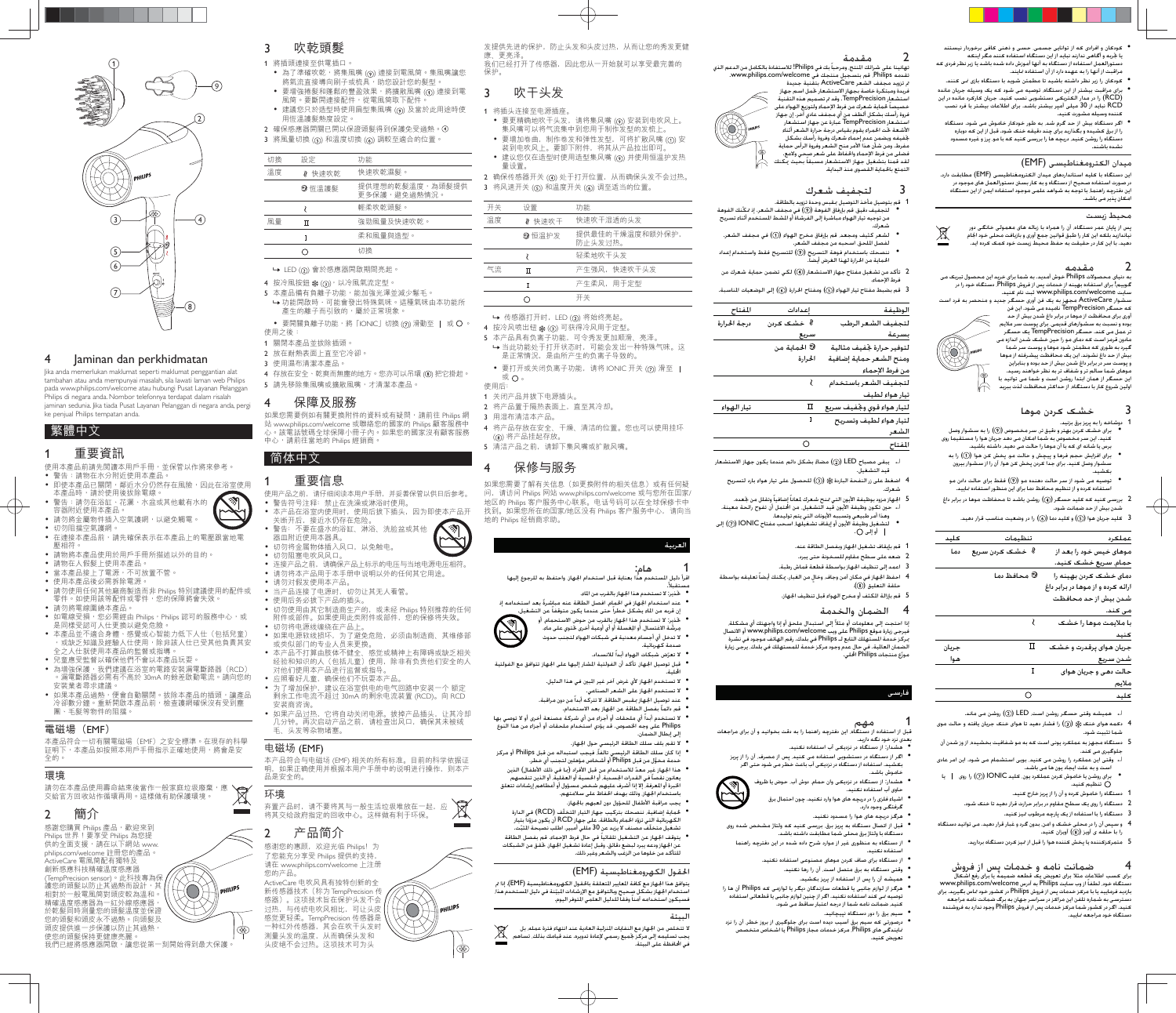## 4 Jaminan dan perkhidmatan

Jika anda memerlukan maklumat seperti maklumat penggantian alat tambahan atau anda mempunyai masalah, sila lawati laman web Philips pada www.philips.com/welcome atau hubungi Pusat Layanan Pelanggan Philips di negara anda. Nombor telefonnya terdapat dalam risalah jaminan sedunia. Jika tiada Pusat Layanan Pelanggan di negara anda, pergi ke penjual Philips tempatan anda.

# 繁體中文

## 1 重要資訊

使用本產品前請先閱讀本用戶手冊，並保留以作將來參考。

- 警告：請勿在水分附近使用本產品。
- 即使本產品已關閉，鄰近水分仍然存在風險，因此在浴室使用本產品時，請於使用後拔除電源。
- 警告：請勿在浴缸、花灑、水盆或其他載有水的容器附近使用本產品。
- 請勿將金屬物件插入空氣護網，以避免觸電。
- 切勿阻擋空氣護網。
- 在連接本產品前，請先確保表示在本產品上的電壓跟當地電壓相符。
- 請勿將本產品使用於用戶手冊所描述以外的目的。
- 請勿在人假髮上使用本產品。
- 當本產品接上了電源，不可放置不管。
- 使用本產品後必須拔除電源。
- 請勿使用任何其他廠商製造而非 Philips 特別建議使用的配件或零件。如果您使用這些配件或零件，您的保固將會失效。
- 請勿將電線纏繞本產品。
- 如電線受損，您必需經由 Philips，Philips 認可的服務中心，或是同樣受認可人仕更換以避免危險。
- 本產品並不適合身體、感覺或心智能力低下人仕（包括兒童）、或缺乏知識及經驗人仕使用，除非有負責其安全的人士在旁監督或指導。
- 兒童應監督以確保他們不會以本產品玩耍。
- 為增強保護，我們建議在浴室的電路安裝漏電斷路器（RCD）。漏電斷路器必須有不多於 30mA 的剩餘運作電流。請向您的安裝業者尋求建議。
- 如果本產品過熱，便會自動關閉。拔除本產品的插頭，讓產品冷卻數分鐘。重新開啟本產品前，檢查護網確保沒有受到棉屑、毛髮等物件的阻擋。

### 電磁場（EMF）

本產品符合一切有關電磁場（EMF）之安全標準。在現存的科學證明下，本產品如按照本用戶手冊指示正確地使用，將會是安全的。

### 環境

請勿在本產品使用壽命結束後當作一般家庭垃圾廢棄，應交給官方回收站作循環再用。這樣做有助保護環境。

## 2 簡介

感謝您購買 Philips 產品，歡迎來到 Philips 世界！要享受 Philips 為您提供的全面支援，請在以下網站 www.philips.com/welcome 註冊您的產品。ActiveCare 電風筒配有獨特及創新感應科技精確溫度感應器（TempPrecision sensor）。此科技專為保護您的頭髮以防止其過熱而設計，其相對於一般電風筒對頭皮較為溫和。精確溫度感應器為一紅外線感應器，於乾髮同時測量您的頭髮溫度並保持您的頭髮以進一步保護以防止其過熱，使您的頭髮保持更健康亮麗。我們已經將感應器開啟，讓您從第一刻開始得到最大保護。

## 3 吹乾頭髮

1 將插頭連接至供電插座。
- 為了準確吹乾，將集風嘴（⑨）連接到電風筒。集風嘴讓您將氣流直接導向刷子或梳具，助您設計您的髮型。
- 要增強捲髮和蓬鬆的豐盈效果，將擴散風嘴（①）連接到電風筒。要斷開連接配件，從電風筒取下配件。
- 建議您只於造型時使用扁型集風嘴（⑨）及警於此用途時使用恆溫護髮設定。

2 確保感應器開關已開以保證頭髮得到保護免受過熱。④

3 將風量切換（⑤）和溫度切換（⑥）調較至適合的位置。

| 切換 | 設定 | 功能 |
|---|---|---|
| 溫度 | 快速吹乾 | 快速吹乾濕髮。 |
| | 恆溫護髮 | 提供理想的乾髮溫度，為頭髮提供更多保護，避免過熱情況。 |
| | ≀ | 輕柔吹乾頭髮。 |
| 風量 | II | 強勁風量及快速吹乾。 |
| | I | 柔和風量與造型。 |
| | O | 切換 |

↳ LED（②）會於感應器開啟期間亮起。

4 按冷風按鈕 ❄（③），以冷風氣流定型。

5 本產品備有負離子功能，能加強光澤並減少髮毛。

↳ 功能開啟時，可能會發出特殊氣味。這種氣味由本功能所產生的離子而引致的，屬於正常現象。

- 要關閉負離子功能，將「IONIC」切換（⑦）滑動至 | 或 O。

使用之後：

1 關閉本產品並拔除插頭。
2 放在耐熱表面上直至它冷卻。
3 使用濕布清潔本產品。
4 存放在安全、乾爽而無塵的地方。您亦可以吊環（⑧）把它掛起。
5 請先移除集風嘴或擴散風嘴，才清潔本產品。

## 4 保固及服務

如果您需要例如有關更換附件的資料或有疑問，請前往 Philips 網站 www.philips.com/welcome 或聯絡您的國家的 Philips 顧客服務中心。該電話號碼在保證小冊子內。如果您的國家沒有顧客服務中心，請前往當地的 Philips 經銷商。

# 简体中文

## 1 重要信息

使用产品之前，请仔细阅读本用户手册，并妥善保管以供日后参考。

- 警告：请勿在靠近水的地方使用本产品。
- 本产品在浴室内使用时，使用后请拔下插头，因为即使本产品关闭，靠近水仍存在危险。
- 警告：不要在盛水的浴缸、淋浴、洗脸盆或其他器皿附近使用本产品。
- 切勿将金属物体插入进风口，以免触电。
- 切勿阻塞吹风机入风口。
- 连接产品之前，请确保产品上标示的电压与当地电源电压相符。
- 请勿将本产品用于本手册中说明以外的任何其它用途。
- 请勿对假发使用本产品。
- 当产品连接了电源时，切勿让其无人看管。
- 使用后务必拔下产品的插头。
- 切勿使用由其它制造商生产的，或未经 Philips 特别推荐的任何附件或部件。如果使用此类附件或部件，您的保修将失效。
- 切勿将电源线缠绕在产品上。
- 如果电源线损坏，为了避免危险，必须由制造商、其维修部或类似部门的专业人员来更换。
- 本产品不打算由肢体不健全、感觉或精神上有障碍或缺乏相关经验和知识的人（包括儿童）使用，除非有负责他们安全的人对他们使用本产品进行监督或指导。
- 应照看好儿童，确保他们不玩耍本产品。
- 为了增加保护，建议在浴室供电的电气回路中安装一个额定剩余工作电流不超过 30mA 的剩余电流装置（RCD）。向 RCD 安装商咨询。
- 如果产品过热，它将自动关闭电源。拔掉产品插头，让其冷却几分钟。再次启动产品之前，请检查出风口，确保其未被绒毛、头发等物体堵塞。

### 电磁场 (EMF)

本产品符合与电磁场 (EMF) 相关的所有标准。目前的科学依据证明，如果正确地使用并根据本用户手册中的说明进行操作，则本产品是安全的。

### 环境

弃置产品时，请不要将其与一般生活垃圾堆放在一起，应将其交给政府指定的回收中心。这样做有利于环保。

## 2 产品简介

感谢您的惠顾，欢迎光临 Philips！为了您能充分享受 Philips 提供的支持，请在 www.philips.com/welcome 上注册您的产品。

ActiveCare 电吹风具有独特创新的全新传感器技术（称为 TempPrecision 传感器），这项技术旨在保护头发不会过热，与传统电吹风相比，可让头皮感觉更轻柔。TempPrecision 传感器是一种红外传感器，其会在吹干头发时测量头发的温度，从而确保头发和头皮绝不会过热。这项技术可为头发提供更先进的保护，防止头发和头皮过热，从而让您的秀发更健康、更亮泽。

我们已经打开了传感器，因此您从一开始就可以享受最完善的保护。

## 3 吹干头发

1 将插头连接至电源插座。
- 要更精确地吹干头发，请将集风嘴（⑨）安装到电吹风上。集风嘴可以将气流集中到您用于制作发型的发梳上。
- 要增加卷曲、制作卷发和弹性发型，可将扩散风嘴（①）安装到电吹风上。要卸下附件，将其从产品拉出即可。
- 建议您仅在造型时使用造型集风嘴（⑨）并使用恒温护发热量设置。

2 确保传感器开关（④）处于打开位置，从而确保头发不会过热。

3 将风速开关（⑤）和温度开关（⑥）调至适当的位置。

| 开关 | 设置 | 功能 |
|---|---|---|
| 温度 | 快速吹干 | 快速吹干湿透的头发 |
| | 恒温护发 | 提供最佳的干燥温度和额外保护，防止头发过热。 |
| | ≀ | 轻柔地吹干头发 |
| 气流 | II | 产生强风，快速吹干头发 |
| | I | 产生弱风，用于定型 |
| | O | 开关 |

↳ 传感器打开时，LED（②）将始终亮起。

4 按冷风吹出钮 ❄（③）可获得冷风用于定型。

5 本产品具有负离子功能，可令秀发更加顺滑、亮泽。

↳ 当此功能处于打开状态时，可能会发出一种特殊气味。这是正常现象，是由产生的负离子导致的。

- 要打开或关闭负离子功能，请将 IONIC 开关（⑦）滑至 | 或 O。

使用后：

1 关闭产品并拔下电源插头。
2 将产品置于隔热表面上，直至其冷却。
3 用湿布清洁本产品。
4 将产品存放在安全、干燥、清洁的位置。您也可以使用挂环（⑧）将产品挂起存放。
5 清洁产品之前，请卸下集风嘴或扩散风嘴。

## 4 保修与服务

如果您需要了解有关信息（如更换附件的相关信息）或有任何疑问，请访问 Philips 网站 www.philips.com/welcome 或与您所在国家/地区的 Philips 客户服务中心联系。电话号码可以在全球保修卡中找到。如果您所在的国家/地区没有 Philips 客户服务中心，请向当地的 Philips 经销商求助。

# العربية

## 1 هام:

اقرأ دليل المستخدم هذا بعناية قبل استخدام الجهاز واحتفظ به للرجوع إليه مستقبلاً.

- تحذير: لا تستخدم هذا الجهاز بالقرب من الماء.
- عند استخدام الجهاز في الحمام افصل القابس بعد استخدامه إذ إن قربه من الماء يشكل خطراً حتى عندما يكون متوقفاً عن التشغيل.
- تحذير: لا تستخدم هذا الجهاز بالقرب من حوض الاستحمام أو مرشّة الاستحمام أو المغسلة أو أي أوعية أخرى تحتوي على ماء.
- لا تدخل أي أغراض معدنية في شبكات الهواء لتجنب حدوث صدمة كهربائية.
- لا تعرّض شبكات الهواء أبداً للانسداد.
- قبل توصيل الجهاز تأكد أن الفولتية المشار إليها على الجهاز تتوافق مع الفولتية المحلية.
- لا تستخدم الجهاز لأي غرض آخر غير المبين في هذا الدليل.
- لا تستخدم الجهاز على الشعر المستعار.
- عند توصيل الجهاز بمأخذ الطاقة، لا تتركه أبداً من دون مراقبة.
- قم دائماً بفصل الجهاز عن الطاقة بعد الاستخدام.
- لا تستخدم أبداً أي ملحقات أو أجزاء من أي شركة مصنعة أخرى أو لا توصي بها Philips على وجه الخصوص. عند استخدام ملحقات أو أجزاء من هذا النوع يُلغى الضمان.
- لا تلف سلك الطاقة الرئيسي حول الجهاز.
- إذا كان سلك الطاقة الرئيسي تالفاً، فيجب استبداله من قبل Philips أو مركز خدمة مخوّل من قبل Philips أو أشخاص مؤهلين لتجنب أي خطر.
- هذا الجهاز غير معدّ للاستخدام من قبل الأفراد (بمن فيهم الأطفال) الذين يعانون نقصاً في القدرات الجسدية أو الحسية أو العقلية، أو الذين تنقصهم الخبرة والمعرفة، إلا إذا أشرف عليهم شخص مسؤول أو أعطاهم إرشادات تتعلق باستخدام الجهاز، وذلك بهدف الحفاظ على سلامتهم.
- يجب مراقبة الأطفال للحؤول دون لعبهم بالجهاز.
- كحماية إضافية، ننصحك بتركيب جهاز التيار المتخلف (RCD) في الدارة الكهربائية التي تزوّد الحمام بالطاقة، على جهاز RCD أن يكون مزوّداً بتيار تشغيل متخلّف مصنف لا يزيد عن 30 مللي أمبير. اطلب نصيحة المثبّت.
- إذا ارتفعت حرارة الجهاز، فسيتوقف عن التشغيل تلقائياً. افصل الجهاز واتركه يبرد لبضع دقائق. وقبل إعادة تشغيل الجهاز، تحقق من الشبكات للتأكد من خلوها من الزغب والشعر وغير ذلك.

### الحقول الكهرومغناطيسية (EMF)

يتوافق هذا الجهاز مع كافة المعايير المتعلقة بالحقول الكهرومغناطيسية (EMF). إذا تم استخدام الجهاز بشكل صحيح وبالتوافق مع الإرشادات المبيّنة في دليل المستخدم هذا، فسيكون استخدامه آمناً وفقاً للدليل العلمي المتوفر اليوم.

### البيئة

لا تتخلص من الجهاز مع النفايات المنزلية العادية عند انتهاء فترة عمله، بل يجب تسليمه إلى مركز تجميع رسمي لإعادة تدويره. عند قيامك بذلك، تساهم في المحافظة على البيئة.

## 2 مقدمة

تهانينا على شرائك المنتج، ومرحباً بك في Philips! للاستفادة بالكامل من الدعم الذي تقدمه Philips، قم بتسجيل منتجك في www.philips.com/welcome.

تم تزويد مجفف الشعر ActiveCare بتقنية جديدة فريدة ومبتكرة خاصة بجهاز الاستشعار تحمل اسم جهاز استشعار TempPrecision. وقد تم تصميم هذه التقنية خصيصاً لحماية شعرك من فرط الإحماء ولتوزيع الهواء على فروة رأسك بشكل ألطف من أي مجفف عادي آخر. أن جهاز استشعار TempPrecision عبارة عن جهاز استشعار بالأشعة تحت الحمراء يقوم بقياس درجة حرارة الشعر أثناء تجفيفه ويضمن عدم إحماء شعرك وفروة رأسك بشكل مفرط. ومن شأن هذا الأمر منح الشعر وفروة الرأس حماية فضلى من فرط الإحماء لشعر أكثر صحة ولمعاناً. لقد قمنا بتشغيل جهاز الاستشعار مسبقاً بحيث يمكنك التمتع بالحماية القصوى منذ البداية.

## 3 لتجفيف شعرك

1 قم بتوصيل مأخذ التوصيل بمقبس وحدة تزويد بالطاقة.
- لتجفيف دقيق، قم بإرفاق الفوهة (⑨) في مجفف الشعر. إذ تمكنك الفوهة من توجيه تيار الهواء مباشرة إلى الفرشاة أو المشط المستخدم أثناء تسريح شعرك.
- لشعر كثيف ومجعد، قم بإرفاق موزع الهواء (①) في مجفف الشعر. لفصل الملحق اسحبه من مجفف الشعر.
- ننصحك باستخدام فوهة التسريح (⑨) للتسريح فقط واستخدام إعداد الحماية من الحرارة لهذا الغرض أيضاً.

2 تأكد من تشغيل مفتاح جهاز الاستشعار (④) لكي تضمن حماية شعرك من فرط الإحماء.

3 قم بضبط مفتاح تيار الهواء (⑤) ومفتاح الحرارة (⑥) إلى الوضعيات المناسبة.

| المفتاح | إعدادات | الوظيفة |
|---|---|---|
| درجة الحرارة | تجفيف سريع | لتجفيف الشعر الرطب بسرعة |
| | الحماية من الحرارة | لتوفير حرارة تجفيف مثالية ومنح الشعر حماية إضافية من فرط الإحماء |
| | ≀ | لتجفيف الشعر باستخدام تيار هواء لطيف |
| تيار الهواء | II | لتيار هواء قوي وتجفيف سريع |
| | I | لتيار هواء لطيف وتسريح الشعر |
| | O | المفتاح |

↳ يبقى مصباح LED (②) مضاءً بشكل دائم عندما يكون جهاز الاستشعار قيد التشغيل.

4 اضغط على زر النفخة الباردة ❄ (③) للحصول على تيار هواء بارد لتسريح شعرك.

5 الجهاز مزود بوظيفة الأيونات التي تمنح شعرك لمعاناً إضافياً وتقلل من تجعده.

↳ حين تكون وظيفة الأيون قيد التشغيل، من الممكن أن تفوح رائحة معينة. وهذا أمر طبيعي وتتسبب به الأيونات التي يتم توليدها.

- لتشغيل وظيفة الأيون أو إيقاف تشغيلها، اسحب مفتاح IONIC (⑦) إلى | أو O.

بعد الاستخدام:

1 قم بإيقاف تشغيل الجهاز وبفصل الطاقة عنه.
2 ضعه على سطح مقاوم للسخونة حتى يبرد.
3 امسح الجهاز بواسطة قطعة قماش رطبة.
4 احفظ الجهاز في مكان آمن وجاف وخالٍ من الغبار. يمكنك أيضاً تعليقه بواسطة حلقة التعليق (⑧).
5 قم بإزالة الفوهة أو موزع الهواء قبل تنظيف الجهاز.

## 4 الضمان والخدمة

إذا احتجت إلى معلومات أو كانت لديك أية مشكلة، يرجى زيارة موقع Philips على ويب www.philips.com/welcome أو الاتصال بمركز خدمة المستهلك التابع لـ Philips في بلدك، رقم الهاتف موجود في نشرة الضمان العالمية. إذا لم يتوفر مركز خدمة للمستهلك في بلدك، يرجى زيارة موزع منتجات Philips المحلي.

# فارسی

## 1 مهم

قبل از استفاده از دستگاه، این دفترچه راهنما را به دقت بخوانید و آن را برای مراجعات بعدی نزد خود نگه دارید.

- هشدار: از دستگاه در نزدیکی آب استفاده نکنید.
- اگر از دستگاه در حمام استفاده می کنید پس از مصرف آن را از پریز بکشید، چون نزدیک بودن دستگاه به آب حتی وقتی خاموش است خطرناک است.
- هشدار: از دستگاه در نزدیکی وان حمام، دوش آب، حوض یا ظروف حاوی آب استفاده نکنید.
- اشیاء فلزی را در دریچه های هوا وارد نکنید چون احتمال برق گرفتگی وجود دارد.
- هرگز دریچه های هوا را مسدود نکنید.
- قبل از اتصال دستگاه به پریز برق، بررسی کنید که ولتاژ مشخص شده روی دستگاه با ولتاژ برق محلی شما مطابقت داشته باشد.
- از دستگاه به منظوری غیر از موارد شرح داده شده در این دفترچه راهنما استفاده نکنید.
- از دستگاه برای موهای مصنوعی استفاده نکنید.
- وقتی دستگاه به برق متصل است، آن را رها نکنید.
- همیشه آن را پس از استفاده از پریز بکشید.
- هرگز از لوازم جانبی یا قطعات سازندگان دیگر یا لوازمی که Philips آن ها را توصیه نکرده است استفاده نکنید. اگر از چنین لوازم جانبی یا قطعاتی استفاده کنید ضمانت نامه شما باطل می شود.
- سیم برق را دور دستگاه نپیچانید.
- درصورتی که سیم برق آسیب دیده است برای جلوگیری از بروز خطر آن را نزد نمایندگی های Philips، مرکز خدمات مجاز Philips یا اشخاص متخصص تعویض کنید.
- کودکان و افرادی که از توانایی جسمی، حسی و ذهنی کافی برخوردار نیستند یا تجربه و آگاهی ندارند نباید از این دستگاه استفاده کنند مگر اینکه دستورالعمل استفاده از دستگاه به آنها آموزش داده شده باشد یا زیر نظر فردی که مراقبت از آنها را به عهده دارد از آن استفاده نمایند.
- کودکان را زیر نظر داشته باشید تا مطمئن شوید با دستگاه بازی نمی کنند.
- برای حفاظت بیشتر از این دستگاه توصیه می شود که یک وسیله جریان مانده (RCD) را در مدار الکتریکی دستشویی نصب کنید. جریان کارکرد مانده این RCD نباید از 30 میلی آمپر بیشتر باشد. برای اطلاعات بیشتر با فرد نصب کننده وسیله مشورت کنید.
- اگر دستگاه بیش از حد گرم شود، به طور خودکار خاموش می شود. دستگاه را از برق کشیده و بگذارید برای چند دقیقه خنک شود. قبل از اینکه دوباره دستگاه را روشن کنید، دریچه ها را بررسی کنید که با مو، پرز و غیره مسدود نشده باشند.

### میدان الکترومغناطیسی (EMF)

این دستگاه با کلیه استانداردهای میدان الکترومغناطیسی (EMF) مطابقت دارد. در صورت استفاده صحیح از دستگاه و کار بستن دستورالعمل های موجود در این دفترچه راهنما، با توجه به شواهد علمی موجود استفاده ایمن از این دستگاه امکان پذیر می باشد.

### محیط زیست

پس از پایان عمر دستگاه، آن را همراه با زباله های معمولی خانگی دور نیاندازید بلکه این کار را طبق قوانین جمع آوری و بازیافت محلی خود انجام دهید. با این کار در حفاظت از محیط زیست کمک کرده اید.

## 2 مقدمه

به دنیای محصولات Philips خوش آمدید. به شما برای خرید این محصول تبریک می گوییم! برای استفاده بهینه از خدمات پس از فروش Philips دستگاه خود را در سایت www.philips.com/welcome ثبت نام کنید.

سشوار ActiveCare مجهز به یک فن آوری حسگر جدید و منحصر به فرد است که حسگر TempPrecision نامیده می شود. این فن آوری برای محافظت از مو در برابر داغ شدن بیش از حد بوده و نسبت به سشوارهای قدیمی برای پوست سر ملایم تر عمل می کند. حسگر TempPrecision یک حسگر مادون قرمز است که دمای مو را حین خشک شدن اندازه می گیرد به طوری که مطمئن شود موها و پوست سر شما بیش از حد داغ نشوند. این یک محافظت پیشرفته از موها و پوست سر در برابر داغ شدن بیش از حد بوده و بنابراین موهای شما سالم تر و شفاف تر به نظر خواهند رسید. ما حسگر را از قبل روشن کرده ایم، بنابراین از همان ابتدا از حداکثر محافظت لذت ببرید.

## 3 خشک کردن موها

1 دوشاخه را به پریز برق بزنید.
- برای خشک کردن بهتر و دقیق تر، سر مخصوص (⑨) را به سشوار وصل کنید. این سر مخصوص به شما امکان می دهد جریان هوا را مستقیماً روی برس یا شانه ای که با آن موها را حالت می دهید داشته باشید.
- برای افزایش حجم، فرفری و پیچش و حالت دهی پخش کن هوا (①) را به سشوار وصل کنید. برای جدا کردن پخش کن هوا آن را از سشوار بیرون بکشید.
- توصیه می شود از سر حالت دهنده مو (⑨) فقط برای حالت دادن مو استفاده کرده و از تنظیم محافظت دما برای این منظور استفاده نمایید.

2 بررسی کنید که کلید حسگر (④) روشن باشد تا محافظت موها در برابر داغ شدن بیش از حد ضمانت شود.

3 کلید جریان هوا (⑤) و کلید دما (⑥) را در وضعیت مناسب قرار دهید.

| کلید | تنظیمات | عملکرد |
|---|---|---|
| دما | خشک کردن سریع | خشک کردن سریع موی خیس پس از حمام |
| | محافظ دما | دمای خشک کردن بهینه را فراهم کرده و از موها در برابر داغ شدن بیش از حد محافظت می کند. |
| | ≀ | به ملایمت موها را خشک کنید |
| جریان هوا | II | جریان هوای پرقدرت و خشک شدن سریع |
| | I | حالت دهی و جریان هوای ملایم |
| | O | کلید |

↳ همیشه وقتی حسگر روشن است، LED (②) روشن می ماند.

4 دکمه هوای خنک ❄ (③) را فشار دهید تا هوای خنک جهت حالت دهی موها داشته باشید.

5 دستگاه مجهز به عملکرد یونی است که به مو شفافیت بخشیده از وز شدن آن جلوگیری می کند.

↳ وقتی این عملکرد را روشن می کنید بویی استشمام می شود. این امر عادی بوده و به دلیل یون ها می باشد.

- برای روشن یا خاموش کردن عملکرد یونی، کلید IONIC (⑦) را روی | یا O تنظیم کنید.

پس از استفاده:

1 دستگاه را خاموش کرده و آن را از برق جدا کنید.
2 دستگاه را روی یک سطح مقاوم در برابر حرارت قرار دهید تا خنک شود.
3 دستگاه را با استفاده از یک پارچه مرطوب تمیز کنید.
4 و سپس آن را در محلی خشک و امن بدون گرد و غبار قرار دهید. می توانید دستگاه را با حلقه ی آویز (⑧) آویزان کنید.
5 متمرکزکننده یا پخش کننده هوا را قبل از تمیز کردن دستگاه بردارید.

## 4 ضمانت نامه و خدمات پس از فروش

برای کسب اطلاعات، مثلاً برای تعویض یک قطعه ضمیمه یا برای رفع اشکال، لطفاً از وب سایت Philips به آدرس www.philips.com/welcome بازدید فرمایید و یا با مرکز خدمات پس از فروش Philips در کشور خود تماس بگیرید. برای دستیابی به شماره تلفن این مرکز، به برگه ضمانت نامه بین المللی مراجعه کنید. اگر در کشور شما مرکز خدمات پس از فروش Philips وجود ندارد به فروشنده دستگاه خود مراجعه نمایید.